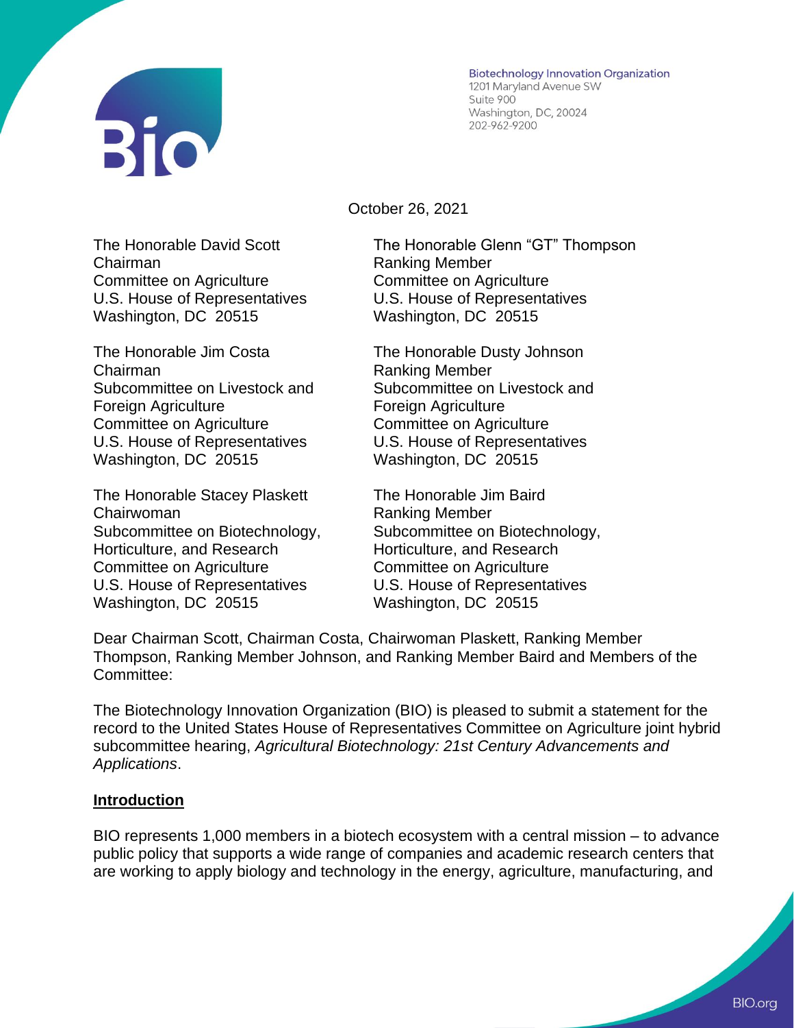Biotechnology Innovation Organization
1201 Maryland Avenue SW
Suite 900
Washington, DC, 20024
202-962-9200

October 26, 2021

The Honorable David Scott
Chairman
Committee on Agriculture
U.S. House of Representatives
Washington, DC 20515

The Honorable Glenn "GT" Thompson
Ranking Member
Committee on Agriculture
U.S. House of Representatives
Washington, DC 20515

The Honorable Jim Costa
Chairman
Subcommittee on Livestock and Foreign Agriculture
Committee on Agriculture
U.S. House of Representatives
Washington, DC 20515

The Honorable Dusty Johnson
Ranking Member
Subcommittee on Livestock and Foreign Agriculture
Committee on Agriculture
U.S. House of Representatives
Washington, DC 20515

The Honorable Stacey Plaskett
Chairwoman
Subcommittee on Biotechnology, Horticulture, and Research
Committee on Agriculture
U.S. House of Representatives
Washington, DC 20515

The Honorable Jim Baird
Ranking Member
Subcommittee on Biotechnology, Horticulture, and Research
Committee on Agriculture
U.S. House of Representatives
Washington, DC 20515

Dear Chairman Scott, Chairman Costa, Chairwoman Plaskett, Ranking Member Thompson, Ranking Member Johnson, and Ranking Member Baird and Members of the Committee:

The Biotechnology Innovation Organization (BIO) is pleased to submit a statement for the record to the United States House of Representatives Committee on Agriculture joint hybrid subcommittee hearing, *Agricultural Biotechnology: 21st Century Advancements and Applications*.

**Introduction**

BIO represents 1,000 members in a biotech ecosystem with a central mission – to advance public policy that supports a wide range of companies and academic research centers that are working to apply biology and technology in the energy, agriculture, manufacturing, and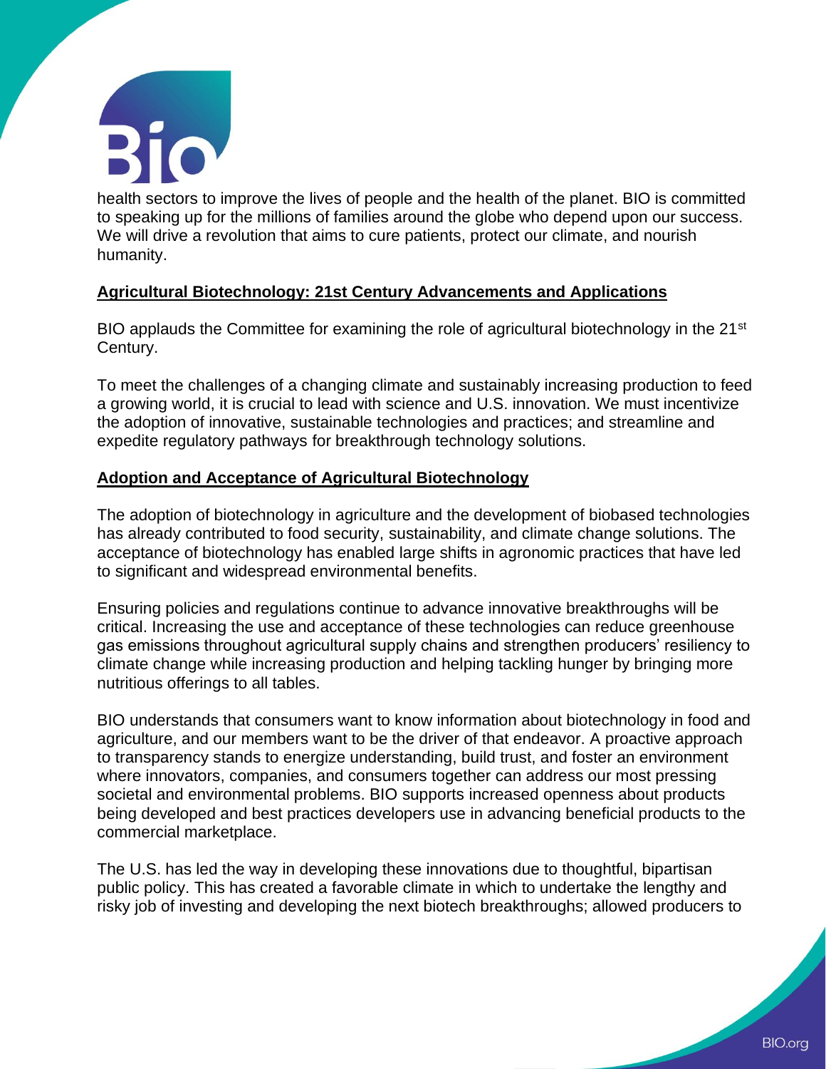health sectors to improve the lives of people and the health of the planet. BIO is committed to speaking up for the millions of families around the globe who depend upon our success. We will drive a revolution that aims to cure patients, protect our climate, and nourish humanity.

## **Agricultural Biotechnology: 21st Century Advancements and Applications**

BIO applauds the Committee for examining the role of agricultural biotechnology in the 21st Century.

To meet the challenges of a changing climate and sustainably increasing production to feed a growing world, it is crucial to lead with science and U.S. innovation. We must incentivize the adoption of innovative, sustainable technologies and practices; and streamline and expedite regulatory pathways for breakthrough technology solutions.

## **Adoption and Acceptance of Agricultural Biotechnology**

The adoption of biotechnology in agriculture and the development of biobased technologies has already contributed to food security, sustainability, and climate change solutions. The acceptance of biotechnology has enabled large shifts in agronomic practices that have led to significant and widespread environmental benefits.

Ensuring policies and regulations continue to advance innovative breakthroughs will be critical. Increasing the use and acceptance of these technologies can reduce greenhouse gas emissions throughout agricultural supply chains and strengthen producers' resiliency to climate change while increasing production and helping tackling hunger by bringing more nutritious offerings to all tables.

BIO understands that consumers want to know information about biotechnology in food and agriculture, and our members want to be the driver of that endeavor. A proactive approach to transparency stands to energize understanding, build trust, and foster an environment where innovators, companies, and consumers together can address our most pressing societal and environmental problems. BIO supports increased openness about products being developed and best practices developers use in advancing beneficial products to the commercial marketplace.

The U.S. has led the way in developing these innovations due to thoughtful, bipartisan public policy. This has created a favorable climate in which to undertake the lengthy and risky job of investing and developing the next biotech breakthroughs; allowed producers to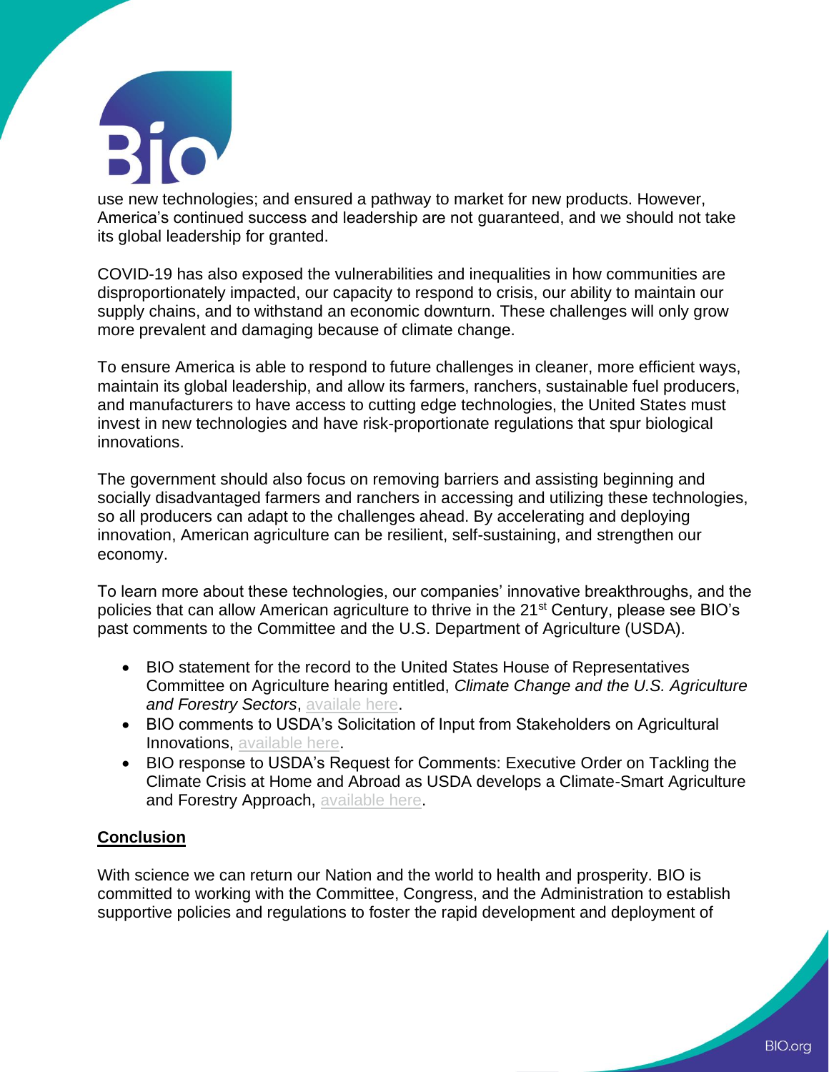use new technologies; and ensured a pathway to market for new products. However, America's continued success and leadership are not guaranteed, and we should not take its global leadership for granted.

COVID-19 has also exposed the vulnerabilities and inequalities in how communities are disproportionately impacted, our capacity to respond to crisis, our ability to maintain our supply chains, and to withstand an economic downturn. These challenges will only grow more prevalent and damaging because of climate change.

To ensure America is able to respond to future challenges in cleaner, more efficient ways, maintain its global leadership, and allow its farmers, ranchers, sustainable fuel producers, and manufacturers to have access to cutting edge technologies, the United States must invest in new technologies and have risk-proportionate regulations that spur biological innovations.

The government should also focus on removing barriers and assisting beginning and socially disadvantaged farmers and ranchers in accessing and utilizing these technologies, so all producers can adapt to the challenges ahead. By accelerating and deploying innovation, American agriculture can be resilient, self-sustaining, and strengthen our economy.

To learn more about these technologies, our companies' innovative breakthroughs, and the policies that can allow American agriculture to thrive in the 21st Century, please see BIO's past comments to the Committee and the U.S. Department of Agriculture (USDA).

- BIO statement for the record to the United States House of Representatives Committee on Agriculture hearing entitled, *Climate Change and the U.S. Agriculture and Forestry Sectors*, availale here.
- BIO comments to USDA's Solicitation of Input from Stakeholders on Agricultural Innovations, available here.
- BIO response to USDA's Request for Comments: Executive Order on Tackling the Climate Crisis at Home and Abroad as USDA develops a Climate-Smart Agriculture and Forestry Approach, available here.

## Conclusion

With science we can return our Nation and the world to health and prosperity. BIO is committed to working with the Committee, Congress, and the Administration to establish supportive policies and regulations to foster the rapid development and deployment of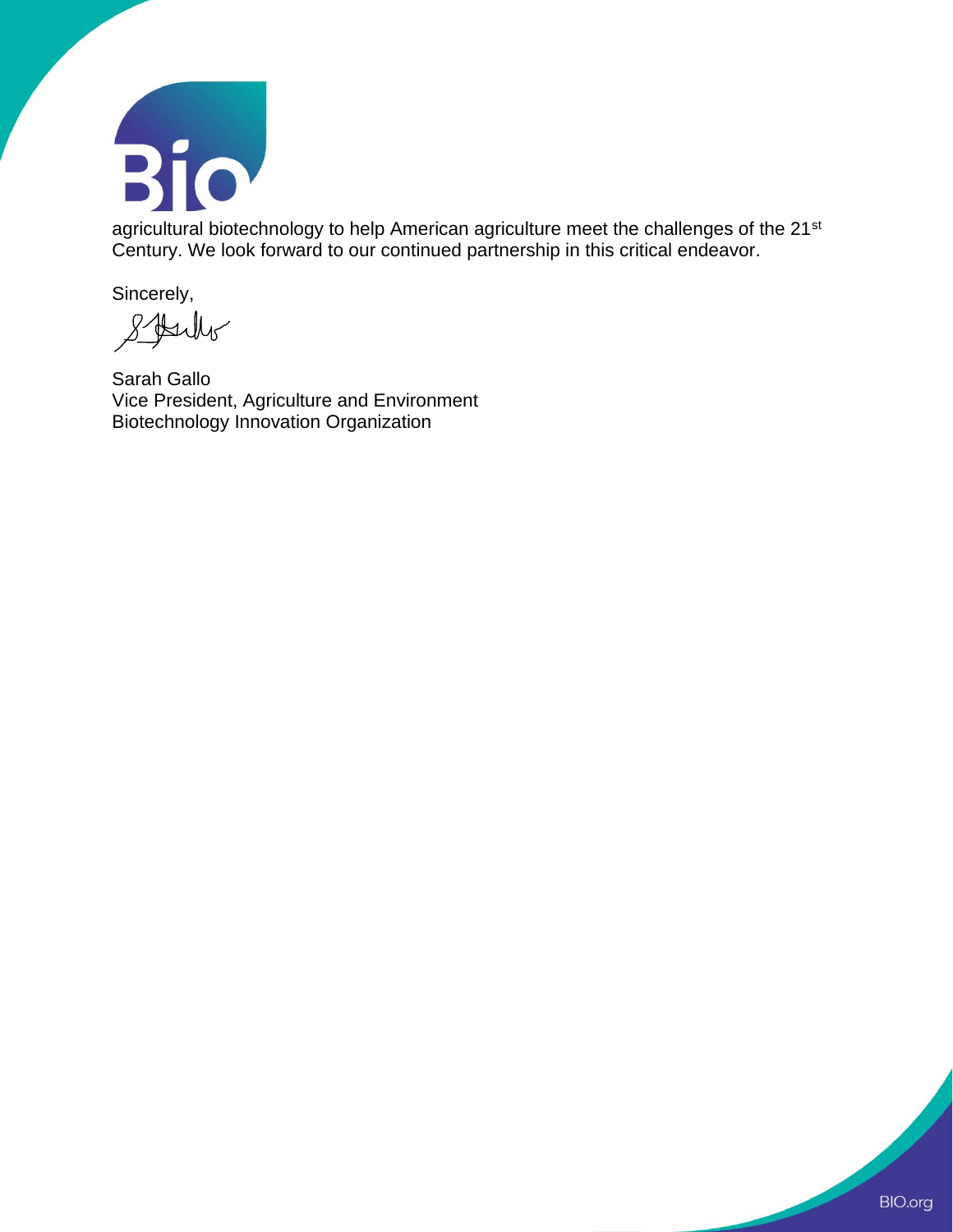agricultural biotechnology to help American agriculture meet the challenges of the 21st Century. We look forward to our continued partnership in this critical endeavor.

Sincerely,

Sarah Gallo
Vice President, Agriculture and Environment
Biotechnology Innovation Organization